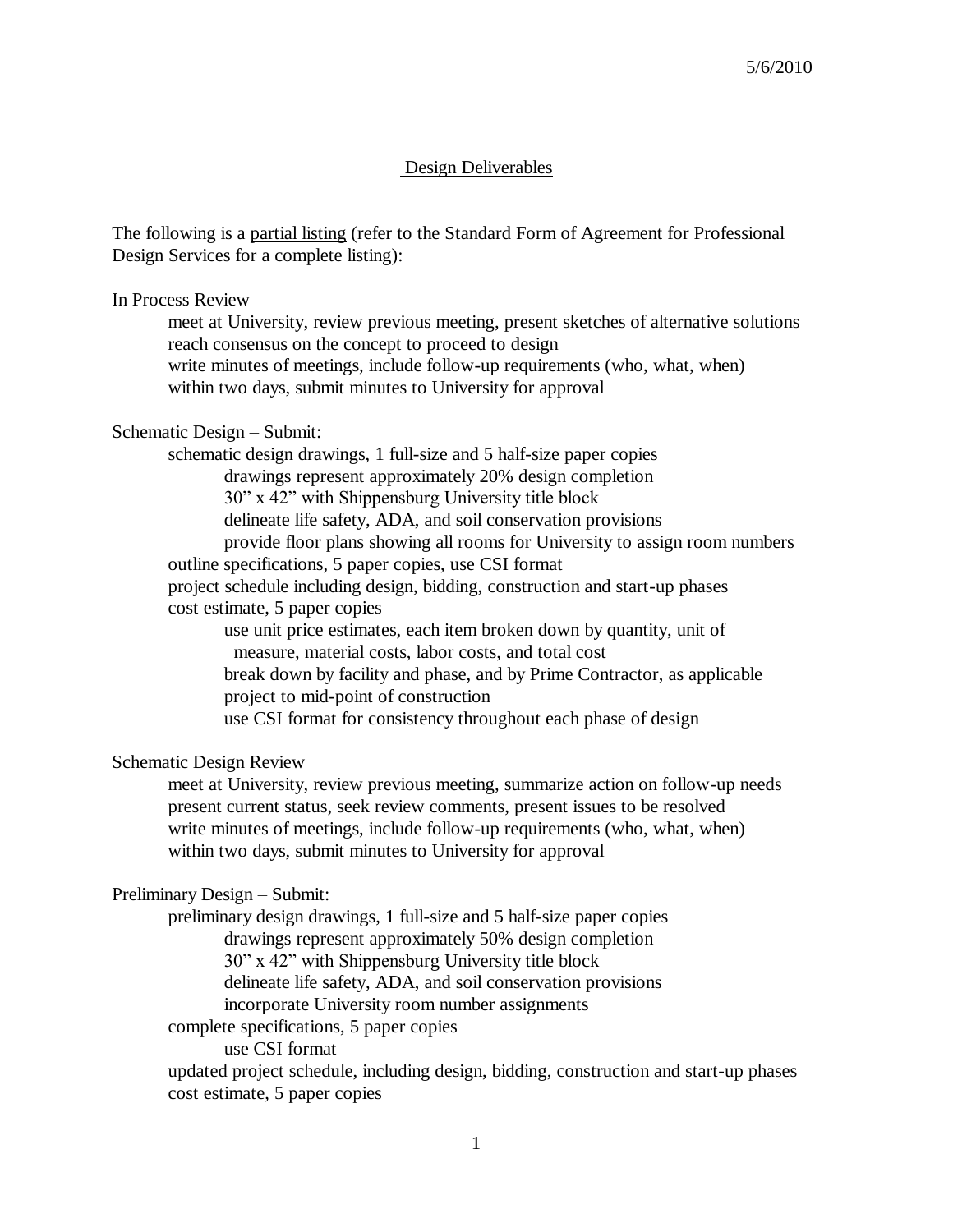5/6/2010

# Design Deliverables

The following is a partial listing (refer to the Standard Form of Agreement for Professional Design Services for a complete listing):

In Process Review

- meet at University, review previous meeting, present sketches of alternative solutions
- reach consensus on the concept to proceed to design
- write minutes of meetings, include follow-up requirements (who, what, when)
- within two days, submit minutes to University for approval

Schematic Design – Submit:

- schematic design drawings, 1 full-size and 5 half-size paper copies
  - drawings represent approximately 20% design completion
  - 30" x 42" with Shippensburg University title block
  - delineate life safety, ADA, and soil conservation provisions
  - provide floor plans showing all rooms for University to assign room numbers
- outline specifications, 5 paper copies, use CSI format
- project schedule including design, bidding, construction and start-up phases
- cost estimate, 5 paper copies
  - use unit price estimates, each item broken down by quantity, unit of measure, material costs, labor costs, and total cost
  - break down by facility and phase, and by Prime Contractor, as applicable
  - project to mid-point of construction
  - use CSI format for consistency throughout each phase of design

Schematic Design Review

- meet at University, review previous meeting, summarize action on follow-up needs
- present current status, seek review comments, present issues to be resolved
- write minutes of meetings, include follow-up requirements (who, what, when)
- within two days, submit minutes to University for approval

Preliminary Design – Submit:

- preliminary design drawings, 1 full-size and 5 half-size paper copies
  - drawings represent approximately 50% design completion
  - 30" x 42" with Shippensburg University title block
  - delineate life safety, ADA, and soil conservation provisions
  - incorporate University room number assignments
- complete specifications, 5 paper copies
  - use CSI format
- updated project schedule, including design, bidding, construction and start-up phases
- cost estimate, 5 paper copies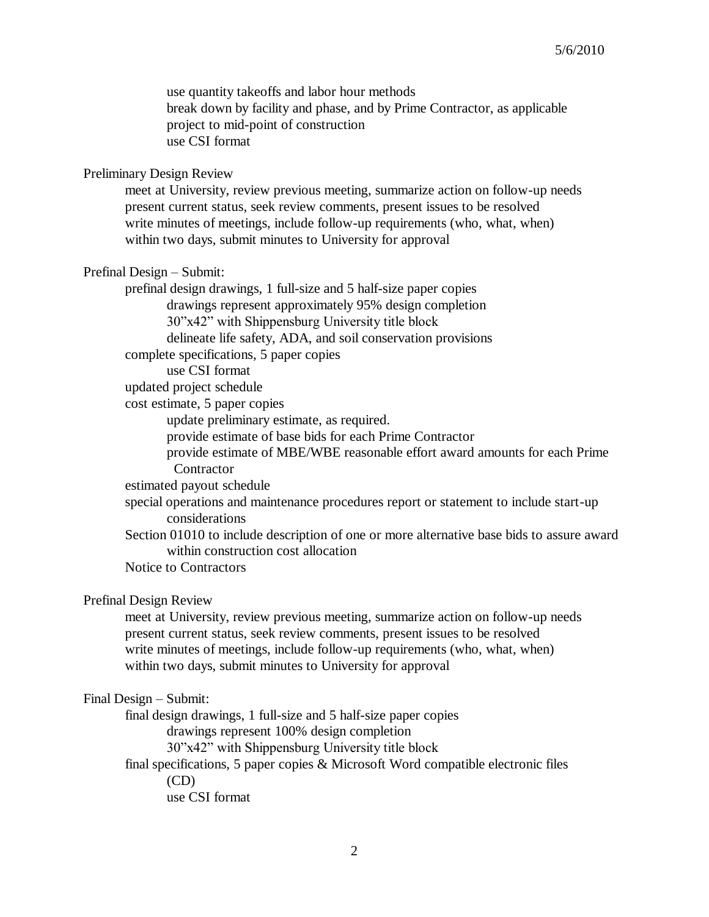- use quantity takeoffs and labor hour methods
- break down by facility and phase, and by Prime Contractor, as applicable
- project to mid-point of construction
- use CSI format

Preliminary Design Review

- meet at University, review previous meeting, summarize action on follow-up needs
- present current status, seek review comments, present issues to be resolved
- write minutes of meetings, include follow-up requirements (who, what, when)
- within two days, submit minutes to University for approval

Prefinal Design – Submit:

- prefinal design drawings, 1 full-size and 5 half-size paper copies
  - drawings represent approximately 95% design completion
  - 30"x42" with Shippensburg University title block
  - delineate life safety, ADA, and soil conservation provisions
- complete specifications, 5 paper copies
  - use CSI format
- updated project schedule
- cost estimate, 5 paper copies
  - update preliminary estimate, as required.
  - provide estimate of base bids for each Prime Contractor
  - provide estimate of MBE/WBE reasonable effort award amounts for each Prime Contractor
- estimated payout schedule
- special operations and maintenance procedures report or statement to include start-up considerations
- Section 01010 to include description of one or more alternative base bids to assure award within construction cost allocation
- Notice to Contractors

Prefinal Design Review

- meet at University, review previous meeting, summarize action on follow-up needs
- present current status, seek review comments, present issues to be resolved
- write minutes of meetings, include follow-up requirements (who, what, when)
- within two days, submit minutes to University for approval

Final Design – Submit:

- final design drawings, 1 full-size and 5 half-size paper copies
  - drawings represent 100% design completion
  - 30"x42" with Shippensburg University title block
- final specifications, 5 paper copies & Microsoft Word compatible electronic files (CD)
  - use CSI format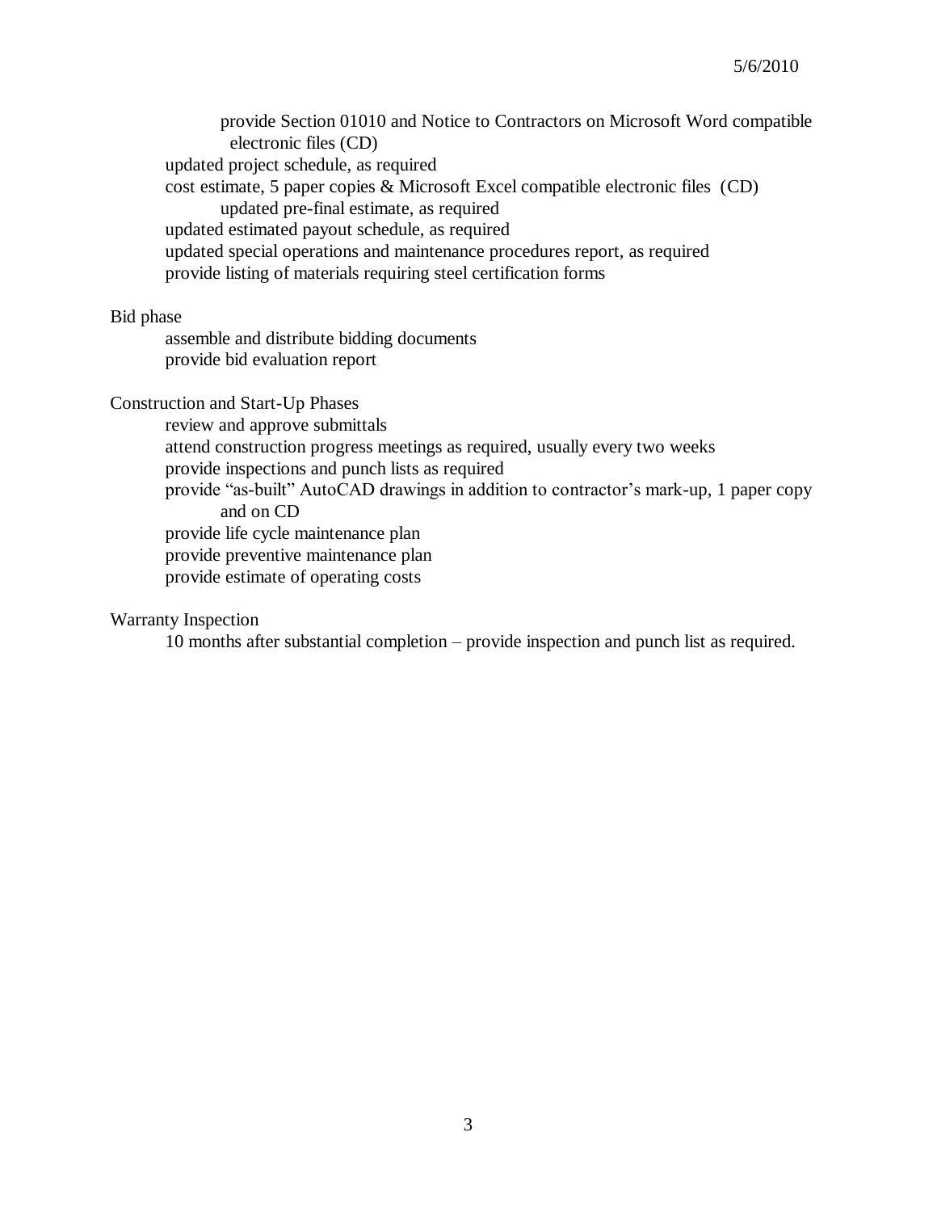- provide Section 01010 and Notice to Contractors on Microsoft Word compatible electronic files (CD)
- updated project schedule, as required
- cost estimate, 5 paper copies & Microsoft Excel compatible electronic files (CD)
  - updated pre-final estimate, as required
- updated estimated payout schedule, as required
- updated special operations and maintenance procedures report, as required
- provide listing of materials requiring steel certification forms

Bid phase

- assemble and distribute bidding documents
- provide bid evaluation report

Construction and Start-Up Phases

- review and approve submittals
- attend construction progress meetings as required, usually every two weeks
- provide inspections and punch lists as required
- provide "as-built" AutoCAD drawings in addition to contractor's mark-up, 1 paper copy and on CD
- provide life cycle maintenance plan
- provide preventive maintenance plan
- provide estimate of operating costs

Warranty Inspection

- 10 months after substantial completion – provide inspection and punch list as required.